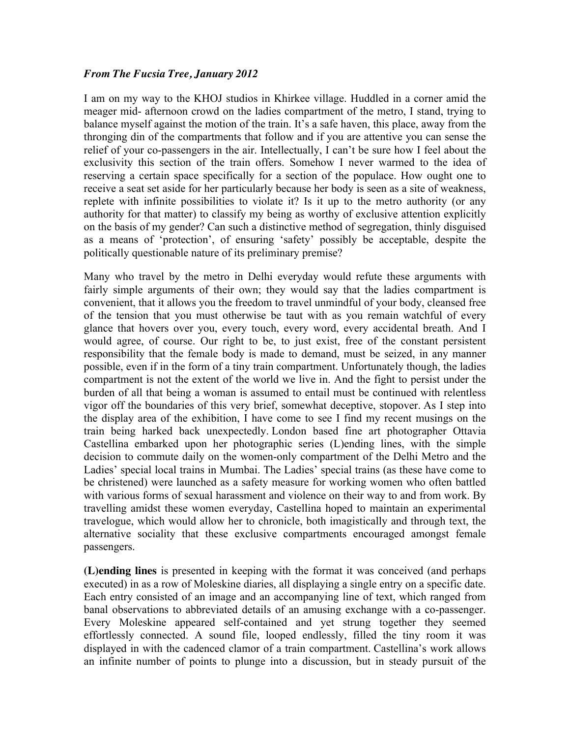*From The Fucsia Tree, January 2012*

I am on my way to the KHOJ studios in Khirkee village. Huddled in a corner amid the meager mid- afternoon crowd on the ladies compartment of the metro, I stand, trying to balance myself against the motion of the train. It's a safe haven, this place, away from the thronging din of the compartments that follow and if you are attentive you can sense the relief of your co-passengers in the air. Intellectually, I can't be sure how I feel about the exclusivity this section of the train offers. Somehow I never warmed to the idea of reserving a certain space specifically for a section of the populace. How ought one to receive a seat set aside for her particularly because her body is seen as a site of weakness, replete with infinite possibilities to violate it? Is it up to the metro authority (or any authority for that matter) to classify my being as worthy of exclusive attention explicitly on the basis of my gender? Can such a distinctive method of segregation, thinly disguised as a means of 'protection', of ensuring 'safety' possibly be acceptable, despite the politically questionable nature of its preliminary premise?

Many who travel by the metro in Delhi everyday would refute these arguments with fairly simple arguments of their own; they would say that the ladies compartment is convenient, that it allows you the freedom to travel unmindful of your body, cleansed free of the tension that you must otherwise be taut with as you remain watchful of every glance that hovers over you, every touch, every word, every accidental breath. And I would agree, of course. Our right to be, to just exist, free of the constant persistent responsibility that the female body is made to demand, must be seized, in any manner possible, even if in the form of a tiny train compartment. Unfortunately though, the ladies compartment is not the extent of the world we live in. And the fight to persist under the burden of all that being a woman is assumed to entail must be continued with relentless vigor off the boundaries of this very brief, somewhat deceptive, stopover. As I step into the display area of the exhibition, I have come to see I find my recent musings on the train being harked back unexpectedly. London based fine art photographer Ottavia Castellina embarked upon her photographic series (L)ending lines, with the simple decision to commute daily on the women-only compartment of the Delhi Metro and the Ladies' special local trains in Mumbai. The Ladies' special trains (as these have come to be christened) were launched as a safety measure for working women who often battled with various forms of sexual harassment and violence on their way to and from work. By travelling amidst these women everyday, Castellina hoped to maintain an experimental travelogue, which would allow her to chronicle, both imagistically and through text, the alternative sociality that these exclusive compartments encouraged amongst female passengers.

**(L)ending lines** is presented in keeping with the format it was conceived (and perhaps executed) in as a row of Moleskine diaries, all displaying a single entry on a specific date. Each entry consisted of an image and an accompanying line of text, which ranged from banal observations to abbreviated details of an amusing exchange with a co-passenger. Every Moleskine appeared self-contained and yet strung together they seemed effortlessly connected. A sound file, looped endlessly, filled the tiny room it was displayed in with the cadenced clamor of a train compartment. Castellina's work allows an infinite number of points to plunge into a discussion, but in steady pursuit of the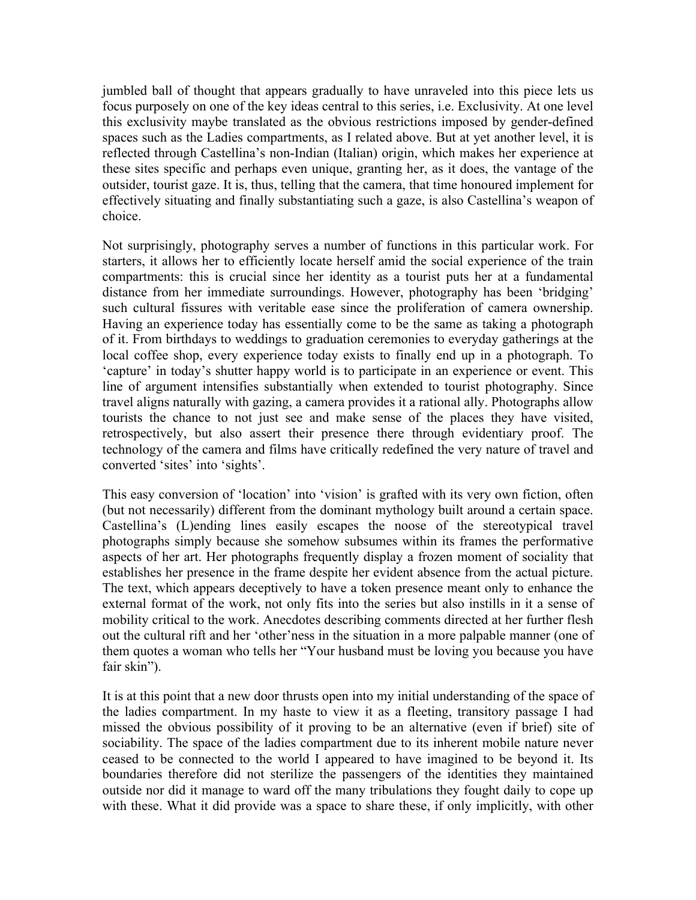jumbled ball of thought that appears gradually to have unraveled into this piece lets us focus purposely on one of the key ideas central to this series, i.e. Exclusivity. At one level this exclusivity maybe translated as the obvious restrictions imposed by gender-defined spaces such as the Ladies compartments, as I related above. But at yet another level, it is reflected through Castellina's non-Indian (Italian) origin, which makes her experience at these sites specific and perhaps even unique, granting her, as it does, the vantage of the outsider, tourist gaze. It is, thus, telling that the camera, that time honoured implement for effectively situating and finally substantiating such a gaze, is also Castellina's weapon of choice.

Not surprisingly, photography serves a number of functions in this particular work. For starters, it allows her to efficiently locate herself amid the social experience of the train compartments: this is crucial since her identity as a tourist puts her at a fundamental distance from her immediate surroundings. However, photography has been 'bridging' such cultural fissures with veritable ease since the proliferation of camera ownership. Having an experience today has essentially come to be the same as taking a photograph of it. From birthdays to weddings to graduation ceremonies to everyday gatherings at the local coffee shop, every experience today exists to finally end up in a photograph. To 'capture' in today's shutter happy world is to participate in an experience or event. This line of argument intensifies substantially when extended to tourist photography. Since travel aligns naturally with gazing, a camera provides it a rational ally. Photographs allow tourists the chance to not just see and make sense of the places they have visited, retrospectively, but also assert their presence there through evidentiary proof. The technology of the camera and films have critically redefined the very nature of travel and converted 'sites' into 'sights'.

This easy conversion of 'location' into 'vision' is grafted with its very own fiction, often (but not necessarily) different from the dominant mythology built around a certain space. Castellina's (L)ending lines easily escapes the noose of the stereotypical travel photographs simply because she somehow subsumes within its frames the performative aspects of her art. Her photographs frequently display a frozen moment of sociality that establishes her presence in the frame despite her evident absence from the actual picture. The text, which appears deceptively to have a token presence meant only to enhance the external format of the work, not only fits into the series but also instills in it a sense of mobility critical to the work. Anecdotes describing comments directed at her further flesh out the cultural rift and her 'other'ness in the situation in a more palpable manner (one of them quotes a woman who tells her "Your husband must be loving you because you have fair skin").

It is at this point that a new door thrusts open into my initial understanding of the space of the ladies compartment. In my haste to view it as a fleeting, transitory passage I had missed the obvious possibility of it proving to be an alternative (even if brief) site of sociability. The space of the ladies compartment due to its inherent mobile nature never ceased to be connected to the world I appeared to have imagined to be beyond it. Its boundaries therefore did not sterilize the passengers of the identities they maintained outside nor did it manage to ward off the many tribulations they fought daily to cope up with these. What it did provide was a space to share these, if only implicitly, with other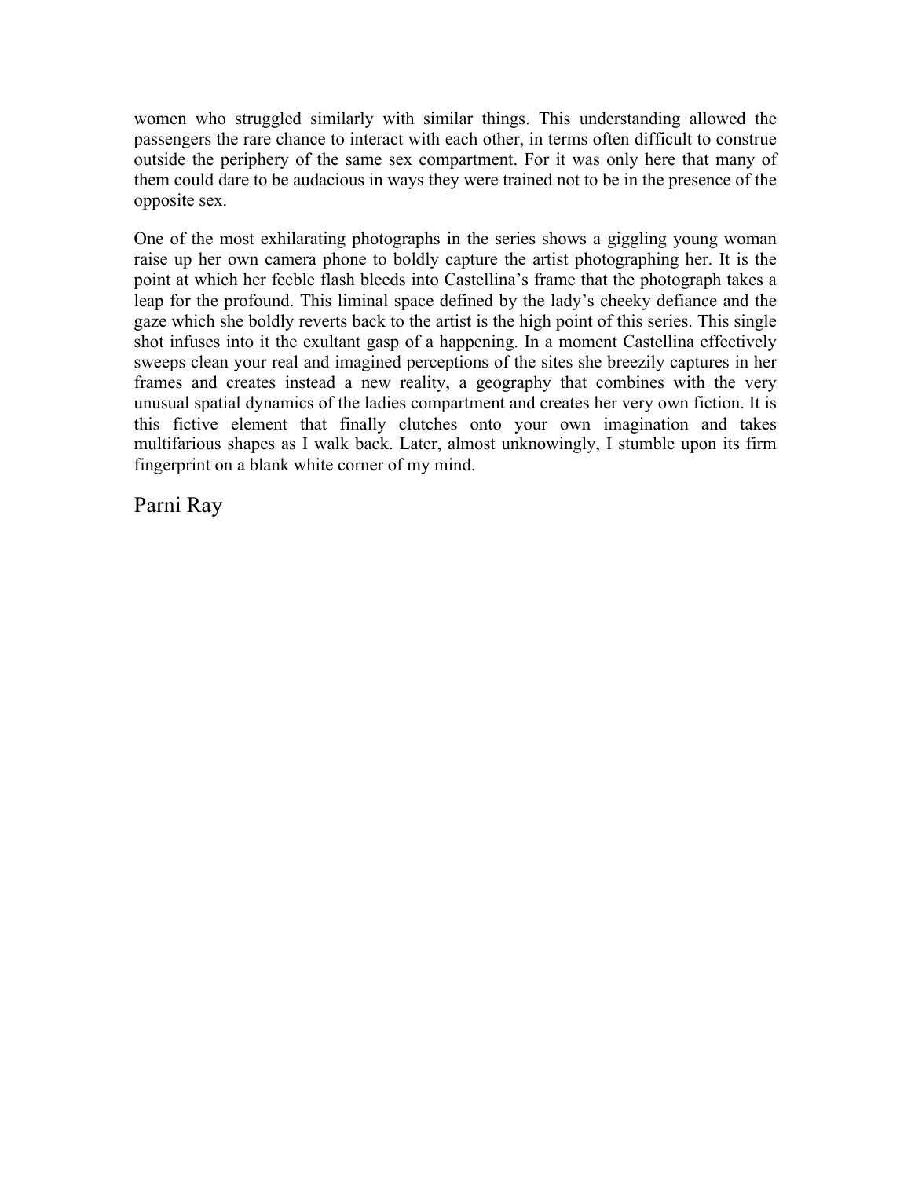women who struggled similarly with similar things. This understanding allowed the passengers the rare chance to interact with each other, in terms often difficult to construe outside the periphery of the same sex compartment. For it was only here that many of them could dare to be audacious in ways they were trained not to be in the presence of the opposite sex.

One of the most exhilarating photographs in the series shows a giggling young woman raise up her own camera phone to boldly capture the artist photographing her. It is the point at which her feeble flash bleeds into Castellina's frame that the photograph takes a leap for the profound. This liminal space defined by the lady's cheeky defiance and the gaze which she boldly reverts back to the artist is the high point of this series. This single shot infuses into it the exultant gasp of a happening. In a moment Castellina effectively sweeps clean your real and imagined perceptions of the sites she breezily captures in her frames and creates instead a new reality, a geography that combines with the very unusual spatial dynamics of the ladies compartment and creates her very own fiction. It is this fictive element that finally clutches onto your own imagination and takes multifarious shapes as I walk back. Later, almost unknowingly, I stumble upon its firm fingerprint on a blank white corner of my mind.

Parni Ray